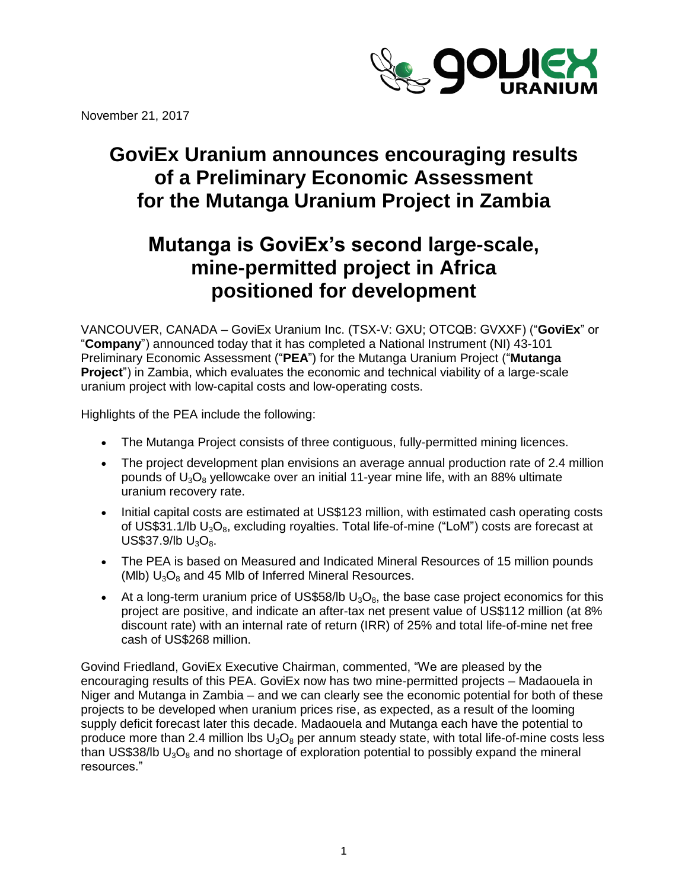November 21, 2017

# GoviEx Uranium announces encouraging results of a Preliminary Economic Assessment for the Mutanga Uranium Project in Zambia

# Mutanga is GoviEx's second large-scale, mine-permitted project in Africa positioned for development

VANCOUVER, CANADA – GoviEx Uranium Inc. (TSX-V: GXU; OTCQB: GVXXF) ("**GoviEx**" or "**Company**") announced today that it has completed a National Instrument (NI) 43-101 Preliminary Economic Assessment ("**PEA**") for the Mutanga Uranium Project ("**Mutanga Project**") in Zambia, which evaluates the economic and technical viability of a large-scale uranium project with low-capital costs and low-operating costs.

Highlights of the PEA include the following:

- The Mutanga Project consists of three contiguous, fully-permitted mining licences.
- The project development plan envisions an average annual production rate of 2.4 million pounds of $U_3O_8$ yellowcake over an initial 11-year mine life, with an 88% ultimate uranium recovery rate.
- Initial capital costs are estimated at US$123 million, with estimated cash operating costs of US$31.1/lb $U_3O_8$, excluding royalties. Total life-of-mine ("LoM") costs are forecast at US$37.9/lb $U_3O_8$.
- The PEA is based on Measured and Indicated Mineral Resources of 15 million pounds (Mlb) $U_3O_8$ and 45 Mlb of Inferred Mineral Resources.
- At a long-term uranium price of US$58/lb $U_3O_8$, the base case project economics for this project are positive, and indicate an after-tax net present value of US$112 million (at 8% discount rate) with an internal rate of return (IRR) of 25% and total life-of-mine net free cash of US$268 million.

Govind Friedland, GoviEx Executive Chairman, commented, "We are pleased by the encouraging results of this PEA. GoviEx now has two mine-permitted projects – Madaouela in Niger and Mutanga in Zambia – and we can clearly see the economic potential for both of these projects to be developed when uranium prices rise, as expected, as a result of the looming supply deficit forecast later this decade. Madaouela and Mutanga each have the potential to produce more than 2.4 million lbs $U_3O_8$ per annum steady state, with total life-of-mine costs less than US$38/lb $U_3O_8$ and no shortage of exploration potential to possibly expand the mineral resources."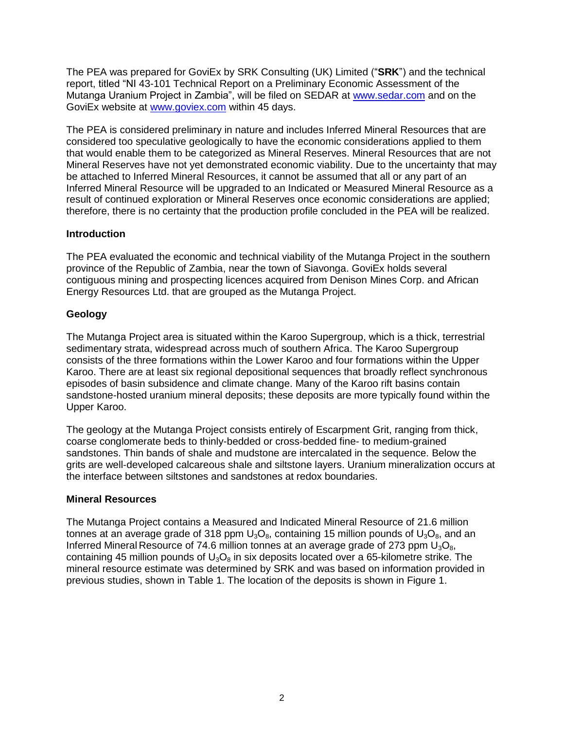The PEA was prepared for GoviEx by SRK Consulting (UK) Limited ("**SRK**") and the technical report, titled "NI 43-101 Technical Report on a Preliminary Economic Assessment of the Mutanga Uranium Project in Zambia", will be filed on SEDAR at www.sedar.com and on the GoviEx website at www.goviex.com within 45 days.

The PEA is considered preliminary in nature and includes Inferred Mineral Resources that are considered too speculative geologically to have the economic considerations applied to them that would enable them to be categorized as Mineral Reserves. Mineral Resources that are not Mineral Reserves have not yet demonstrated economic viability. Due to the uncertainty that may be attached to Inferred Mineral Resources, it cannot be assumed that all or any part of an Inferred Mineral Resource will be upgraded to an Indicated or Measured Mineral Resource as a result of continued exploration or Mineral Reserves once economic considerations are applied; therefore, there is no certainty that the production profile concluded in the PEA will be realized.

### Introduction

The PEA evaluated the economic and technical viability of the Mutanga Project in the southern province of the Republic of Zambia, near the town of Siavonga. GoviEx holds several contiguous mining and prospecting licences acquired from Denison Mines Corp. and African Energy Resources Ltd. that are grouped as the Mutanga Project.

### Geology

The Mutanga Project area is situated within the Karoo Supergroup, which is a thick, terrestrial sedimentary strata, widespread across much of southern Africa. The Karoo Supergroup consists of the three formations within the Lower Karoo and four formations within the Upper Karoo. There are at least six regional depositional sequences that broadly reflect synchronous episodes of basin subsidence and climate change. Many of the Karoo rift basins contain sandstone-hosted uranium mineral deposits; these deposits are more typically found within the Upper Karoo.

The geology at the Mutanga Project consists entirely of Escarpment Grit, ranging from thick, coarse conglomerate beds to thinly-bedded or cross-bedded fine- to medium-grained sandstones. Thin bands of shale and mudstone are intercalated in the sequence. Below the grits are well-developed calcareous shale and siltstone layers. Uranium mineralization occurs at the interface between siltstones and sandstones at redox boundaries.

### Mineral Resources

The Mutanga Project contains a Measured and Indicated Mineral Resource of 21.6 million tonnes at an average grade of 318 ppm $U_3O_8$, containing 15 million pounds of $U_3O_8$, and an Inferred Mineral Resource of 74.6 million tonnes at an average grade of 273 ppm $U_3O_8$, containing 45 million pounds of $U_3O_8$ in six deposits located over a 65-kilometre strike. The mineral resource estimate was determined by SRK and was based on information provided in previous studies, shown in Table 1. The location of the deposits is shown in Figure 1.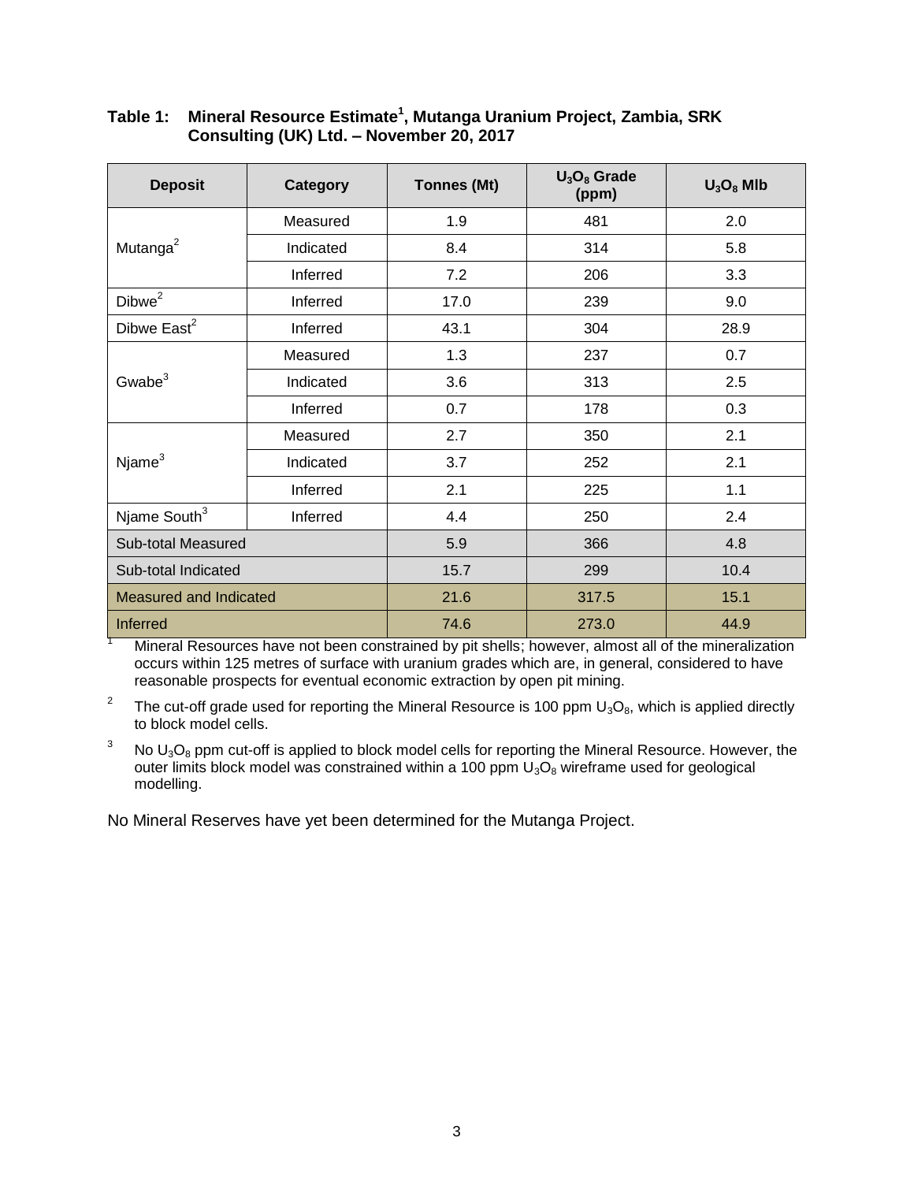**Table 1: Mineral Resource Estimate[1], Mutanga Uranium Project, Zambia, SRK Consulting (UK) Ltd. – November 20, 2017**

| Deposit | Category | Tonnes (Mt) | $U_3O_8$ Grade (ppm) | $U_3O_8$ Mlb |
|---|---|---|---|---|
| Mutanga[2] | Measured | 1.9 | 481 | 2.0 |
| | Indicated | 8.4 | 314 | 5.8 |
| | Inferred | 7.2 | 206 | 3.3 |
| Dibwe[2] | Inferred | 17.0 | 239 | 9.0 |
| Dibwe East[2] | Inferred | 43.1 | 304 | 28.9 |
| Gwabe[3] | Measured | 1.3 | 237 | 0.7 |
| | Indicated | 3.6 | 313 | 2.5 |
| | Inferred | 0.7 | 178 | 0.3 |
| Njame[3] | Measured | 2.7 | 350 | 2.1 |
| | Indicated | 3.7 | 252 | 2.1 |
| | Inferred | 2.1 | 225 | 1.1 |
| Njame South[3] | Inferred | 4.4 | 250 | 2.4 |
| Sub-total Measured | | 5.9 | 366 | 4.8 |
| Sub-total Indicated | | 15.7 | 299 | 10.4 |
| Measured and Indicated | | 21.6 | 317.5 | 15.1 |
| Inferred | | 74.6 | 273.0 | 44.9 |

[1] Mineral Resources have not been constrained by pit shells; however, almost all of the mineralization occurs within 125 metres of surface with uranium grades which are, in general, considered to have reasonable prospects for eventual economic extraction by open pit mining.

[2] The cut-off grade used for reporting the Mineral Resource is 100 ppm $U_3O_8$, which is applied directly to block model cells.

[3] No $U_3O_8$ ppm cut-off is applied to block model cells for reporting the Mineral Resource. However, the outer limits block model was constrained within a 100 ppm $U_3O_8$ wireframe used for geological modelling.

No Mineral Reserves have yet been determined for the Mutanga Project.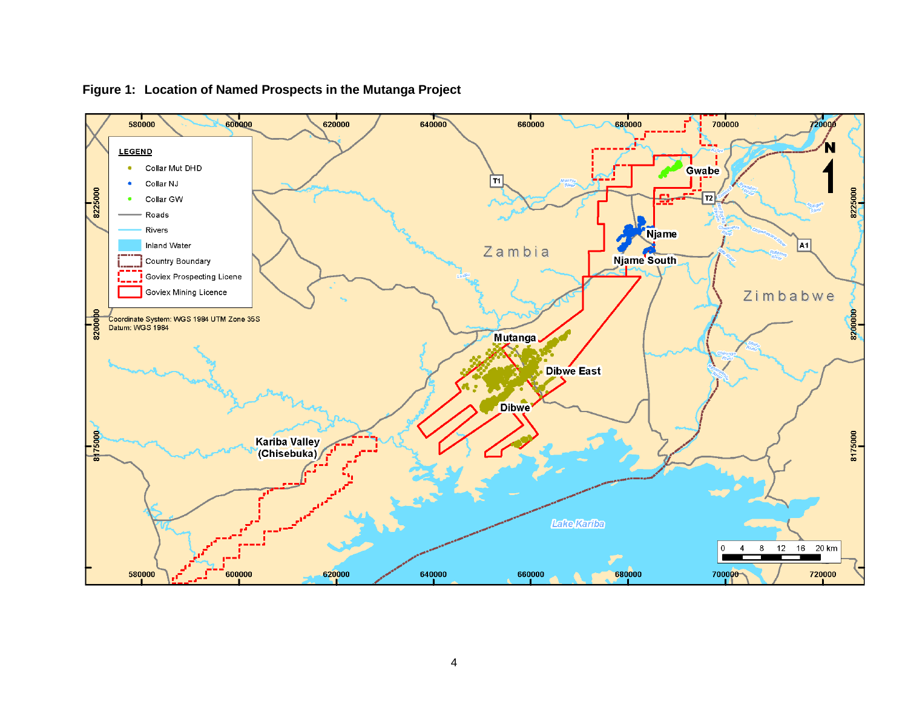**Figure 1: Location of Named Prospects in the Mutanga Project**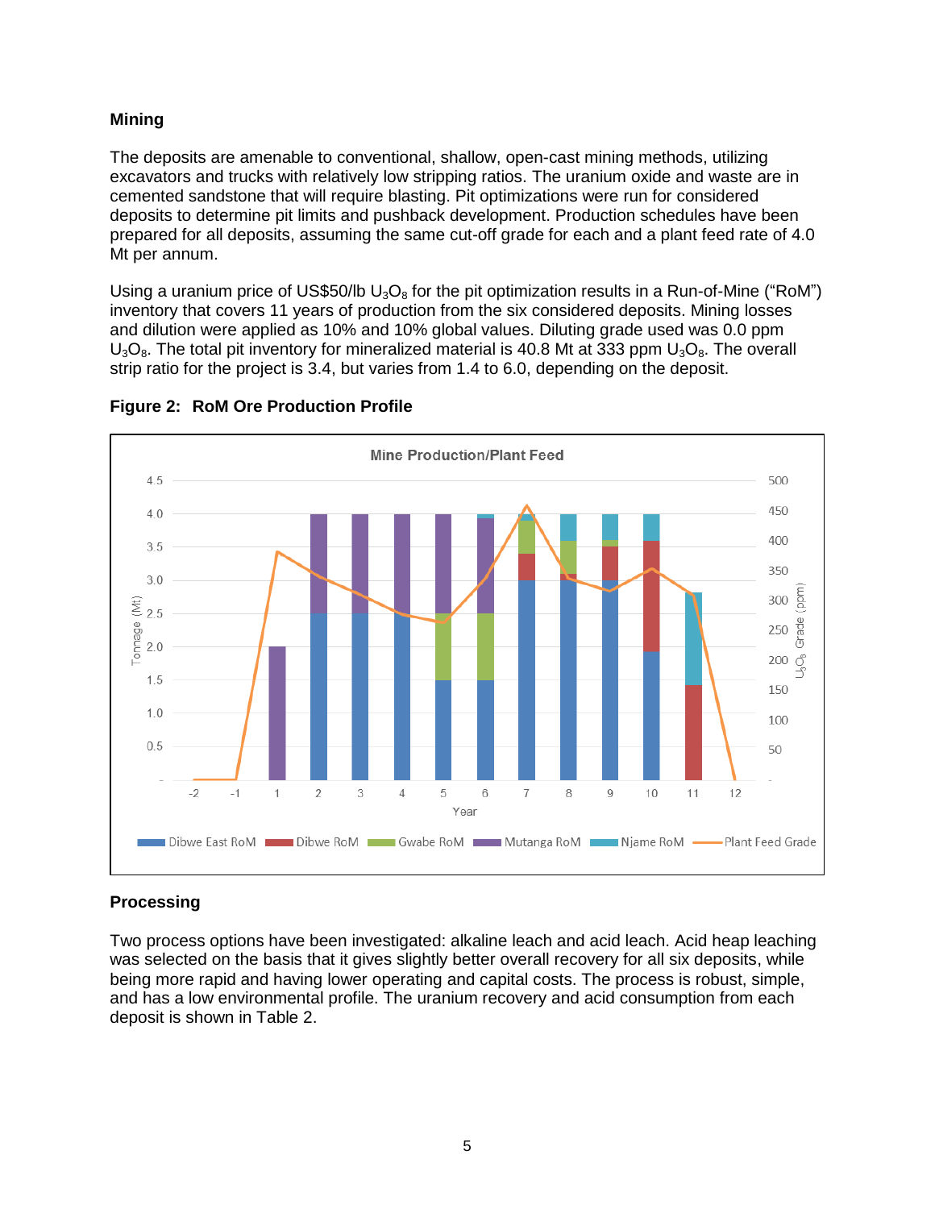### Mining

The deposits are amenable to conventional, shallow, open-cast mining methods, utilizing excavators and trucks with relatively low stripping ratios. The uranium oxide and waste are in cemented sandstone that will require blasting. Pit optimizations were run for considered deposits to determine pit limits and pushback development. Production schedules have been prepared for all deposits, assuming the same cut-off grade for each and a plant feed rate of 4.0 Mt per annum.

Using a uranium price of US\$50/lb $U_3O_8$ for the pit optimization results in a Run-of-Mine ("RoM") inventory that covers 11 years of production from the six considered deposits. Mining losses and dilution were applied as 10% and 10% global values. Diluting grade used was 0.0 ppm $U_3O_8$. The total pit inventory for mineralized material is 40.8 Mt at 333 ppm $U_3O_8$. The overall strip ratio for the project is 3.4, but varies from 1.4 to 6.0, depending on the deposit.

**Figure 2: RoM Ore Production Profile**

### Processing

Two process options have been investigated: alkaline leach and acid leach. Acid heap leaching was selected on the basis that it gives slightly better overall recovery for all six deposits, while being more rapid and having lower operating and capital costs. The process is robust, simple, and has a low environmental profile. The uranium recovery and acid consumption from each deposit is shown in Table 2.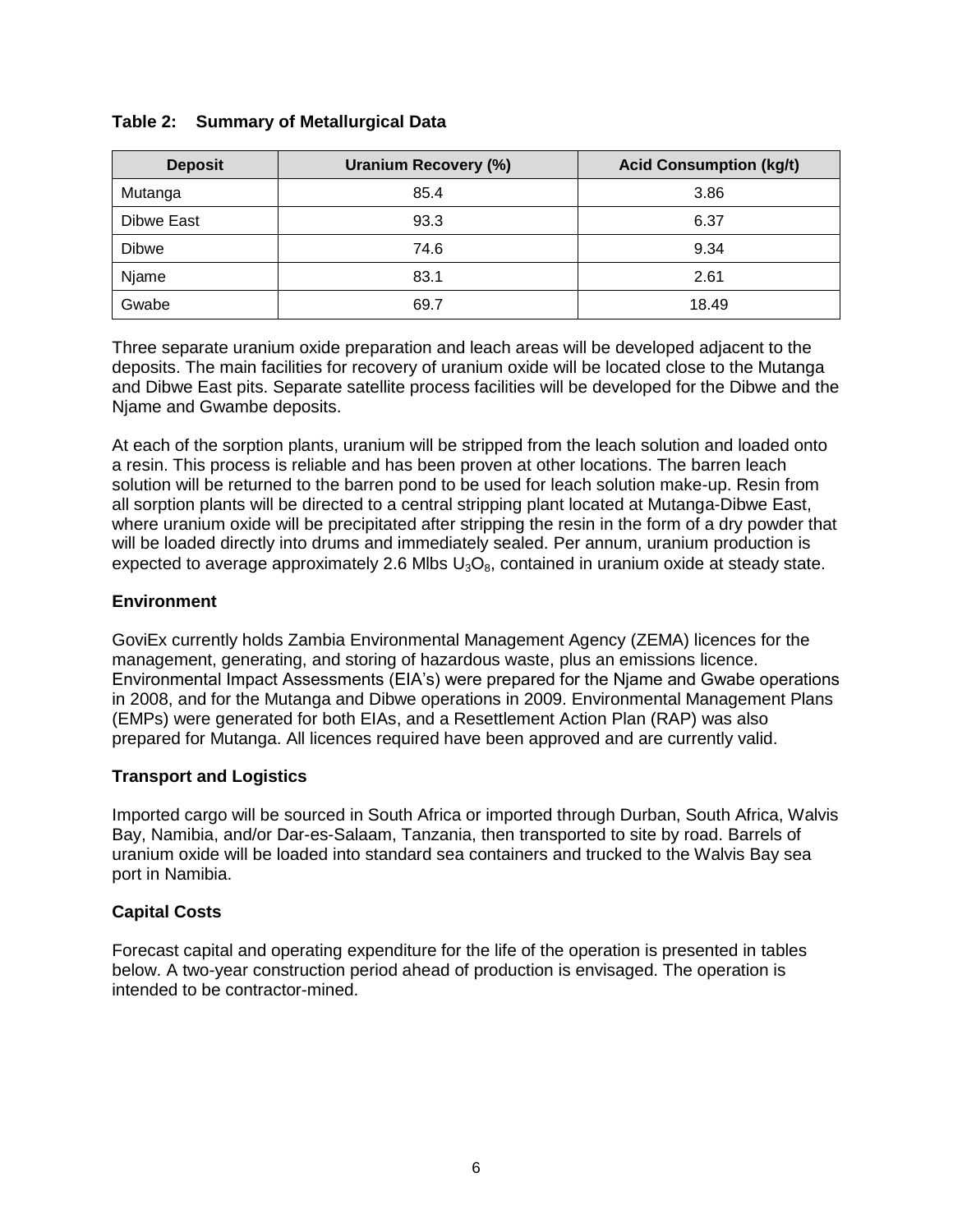**Table 2: Summary of Metallurgical Data**

| Deposit | Uranium Recovery (%) | Acid Consumption (kg/t) |
|---|---|---|
| Mutanga | 85.4 | 3.86 |
| Dibwe East | 93.3 | 6.37 |
| Dibwe | 74.6 | 9.34 |
| Njame | 83.1 | 2.61 |
| Gwabe | 69.7 | 18.49 |

Three separate uranium oxide preparation and leach areas will be developed adjacent to the deposits. The main facilities for recovery of uranium oxide will be located close to the Mutanga and Dibwe East pits. Separate satellite process facilities will be developed for the Dibwe and the Njame and Gwambe deposits.

At each of the sorption plants, uranium will be stripped from the leach solution and loaded onto a resin. This process is reliable and has been proven at other locations. The barren leach solution will be returned to the barren pond to be used for leach solution make-up. Resin from all sorption plants will be directed to a central stripping plant located at Mutanga-Dibwe East, where uranium oxide will be precipitated after stripping the resin in the form of a dry powder that will be loaded directly into drums and immediately sealed. Per annum, uranium production is expected to average approximately 2.6 Mlbs $U_3O_8$, contained in uranium oxide at steady state.

## Environment

GoviEx currently holds Zambia Environmental Management Agency (ZEMA) licences for the management, generating, and storing of hazardous waste, plus an emissions licence. Environmental Impact Assessments (EIA's) were prepared for the Njame and Gwabe operations in 2008, and for the Mutanga and Dibwe operations in 2009. Environmental Management Plans (EMPs) were generated for both EIAs, and a Resettlement Action Plan (RAP) was also prepared for Mutanga. All licences required have been approved and are currently valid.

## Transport and Logistics

Imported cargo will be sourced in South Africa or imported through Durban, South Africa, Walvis Bay, Namibia, and/or Dar-es-Salaam, Tanzania, then transported to site by road. Barrels of uranium oxide will be loaded into standard sea containers and trucked to the Walvis Bay sea port in Namibia.

## Capital Costs

Forecast capital and operating expenditure for the life of the operation is presented in tables below. A two-year construction period ahead of production is envisaged. The operation is intended to be contractor-mined.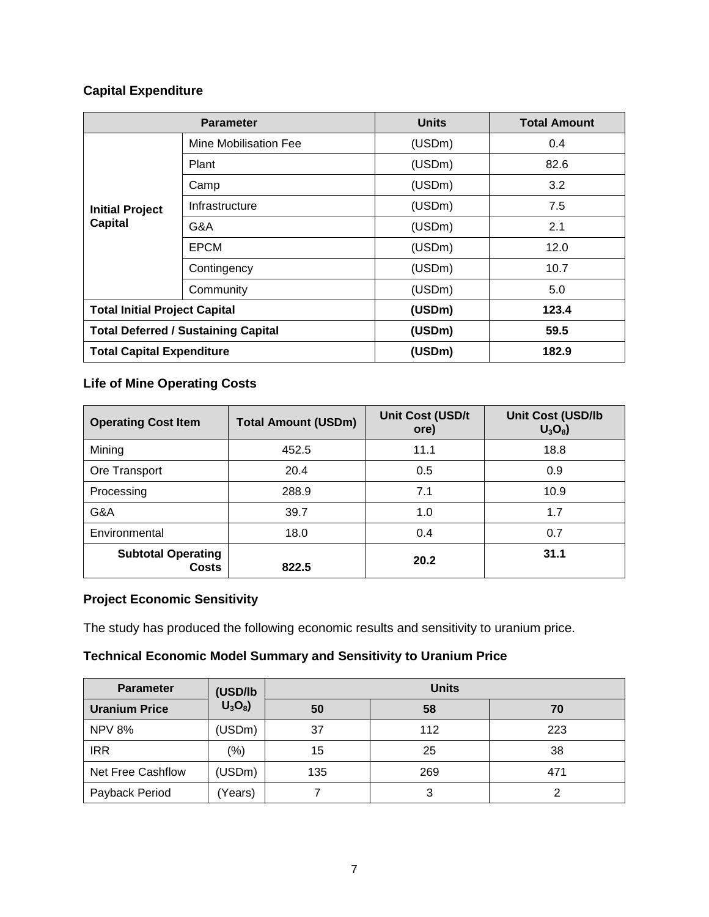### Capital Expenditure

| Parameter | | Units | Total Amount |
|---|---|---|---|
| **Initial Project Capital** | Mine Mobilisation Fee | (USDm) | 0.4 |
| | Plant | (USDm) | 82.6 |
| | Camp | (USDm) | 3.2 |
| | Infrastructure | (USDm) | 7.5 |
| | G&A | (USDm) | 2.1 |
| | EPCM | (USDm) | 12.0 |
| | Contingency | (USDm) | 10.7 |
| | Community | (USDm) | 5.0 |
| **Total Initial Project Capital** | | **(USDm)** | **123.4** |
| **Total Deferred / Sustaining Capital** | | **(USDm)** | **59.5** |
| **Total Capital Expenditure** | | **(USDm)** | **182.9** |

### Life of Mine Operating Costs

| Operating Cost Item | Total Amount (USDm) | Unit Cost (USD/t ore) | Unit Cost (USD/lb $U_3O_8$) |
|---|---|---|---|
| Mining | 452.5 | 11.1 | 18.8 |
| Ore Transport | 20.4 | 0.5 | 0.9 |
| Processing | 288.9 | 7.1 | 10.9 |
| G&A | 39.7 | 1.0 | 1.7 |
| Environmental | 18.0 | 0.4 | 0.7 |
| **Subtotal Operating Costs** | **822.5** | **20.2** | **31.1** |

### Project Economic Sensitivity

The study has produced the following economic results and sensitivity to uranium price.

### Technical Economic Model Summary and Sensitivity to Uranium Price

| Parameter | (USD/lb $U_3O_8$) | Units | | |
|---|---|---|---|---|
| **Uranium Price** | | **50** | **58** | **70** |
| NPV 8% | (USDm) | 37 | 112 | 223 |
| IRR | (%) | 15 | 25 | 38 |
| Net Free Cashflow | (USDm) | 135 | 269 | 471 |
| Payback Period | (Years) | 7 | 3 | 2 |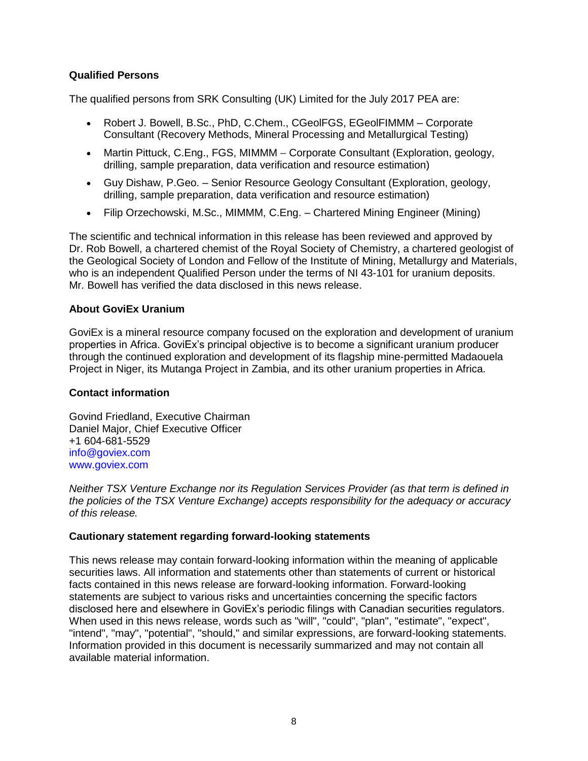**Qualified Persons**

The qualified persons from SRK Consulting (UK) Limited for the July 2017 PEA are:

- Robert J. Bowell, B.Sc., PhD, C.Chem., CGeolFGS, EGeolFIMMM – Corporate Consultant (Recovery Methods, Mineral Processing and Metallurgical Testing)
- Martin Pittuck, C.Eng., FGS, MIMMM – Corporate Consultant (Exploration, geology, drilling, sample preparation, data verification and resource estimation)
- Guy Dishaw, P.Geo. – Senior Resource Geology Consultant (Exploration, geology, drilling, sample preparation, data verification and resource estimation)
- Filip Orzechowski, M.Sc., MIMMM, C.Eng. – Chartered Mining Engineer (Mining)

The scientific and technical information in this release has been reviewed and approved by Dr. Rob Bowell, a chartered chemist of the Royal Society of Chemistry, a chartered geologist of the Geological Society of London and Fellow of the Institute of Mining, Metallurgy and Materials, who is an independent Qualified Person under the terms of NI 43-101 for uranium deposits. Mr. Bowell has verified the data disclosed in this news release.

**About GoviEx Uranium**

GoviEx is a mineral resource company focused on the exploration and development of uranium properties in Africa. GoviEx's principal objective is to become a significant uranium producer through the continued exploration and development of its flagship mine-permitted Madaouela Project in Niger, its Mutanga Project in Zambia, and its other uranium properties in Africa.

**Contact information**

Govind Friedland, Executive Chairman
Daniel Major, Chief Executive Officer
+1 604-681-5529
info@goviex.com
www.goviex.com

*Neither TSX Venture Exchange nor its Regulation Services Provider (as that term is defined in the policies of the TSX Venture Exchange) accepts responsibility for the adequacy or accuracy of this release.*

**Cautionary statement regarding forward-looking statements**

This news release may contain forward-looking information within the meaning of applicable securities laws. All information and statements other than statements of current or historical facts contained in this news release are forward-looking information. Forward-looking statements are subject to various risks and uncertainties concerning the specific factors disclosed here and elsewhere in GoviEx's periodic filings with Canadian securities regulators. When used in this news release, words such as "will", "could", "plan", "estimate", "expect", "intend", "may", "potential", "should," and similar expressions, are forward-looking statements. Information provided in this document is necessarily summarized and may not contain all available material information.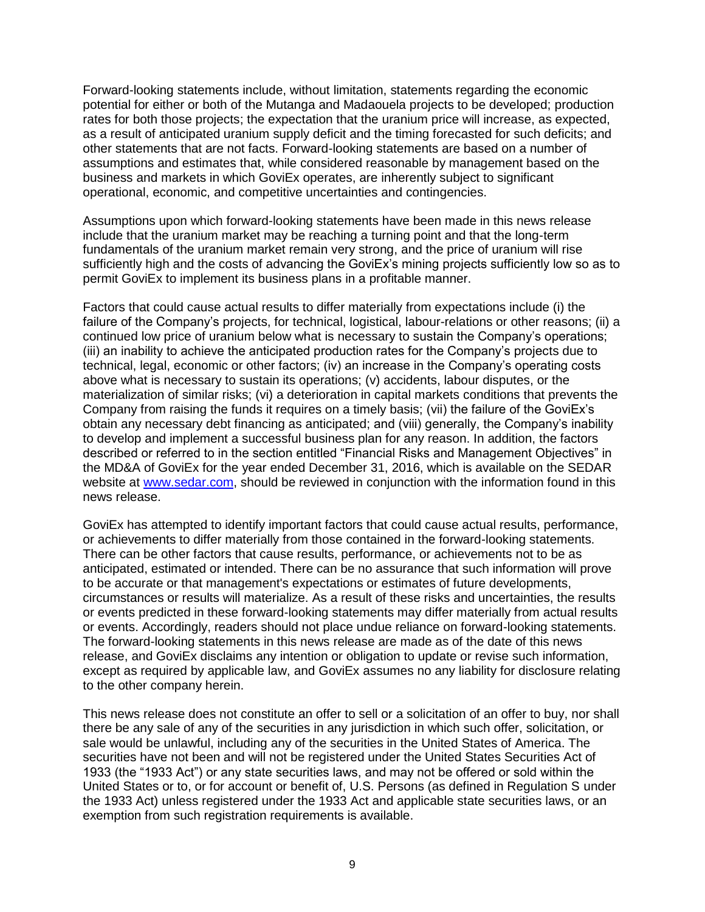Forward-looking statements include, without limitation, statements regarding the economic potential for either or both of the Mutanga and Madaouela projects to be developed; production rates for both those projects; the expectation that the uranium price will increase, as expected, as a result of anticipated uranium supply deficit and the timing forecasted for such deficits; and other statements that are not facts. Forward-looking statements are based on a number of assumptions and estimates that, while considered reasonable by management based on the business and markets in which GoviEx operates, are inherently subject to significant operational, economic, and competitive uncertainties and contingencies.

Assumptions upon which forward-looking statements have been made in this news release include that the uranium market may be reaching a turning point and that the long-term fundamentals of the uranium market remain very strong, and the price of uranium will rise sufficiently high and the costs of advancing the GoviEx's mining projects sufficiently low so as to permit GoviEx to implement its business plans in a profitable manner.

Factors that could cause actual results to differ materially from expectations include (i) the failure of the Company's projects, for technical, logistical, labour-relations or other reasons; (ii) a continued low price of uranium below what is necessary to sustain the Company's operations; (iii) an inability to achieve the anticipated production rates for the Company's projects due to technical, legal, economic or other factors; (iv) an increase in the Company's operating costs above what is necessary to sustain its operations; (v) accidents, labour disputes, or the materialization of similar risks; (vi) a deterioration in capital markets conditions that prevents the Company from raising the funds it requires on a timely basis; (vii) the failure of the GoviEx's obtain any necessary debt financing as anticipated; and (viii) generally, the Company's inability to develop and implement a successful business plan for any reason. In addition, the factors described or referred to in the section entitled "Financial Risks and Management Objectives" in the MD&A of GoviEx for the year ended December 31, 2016, which is available on the SEDAR website at [www.sedar.com](http://www.sedar.com), should be reviewed in conjunction with the information found in this news release.

GoviEx has attempted to identify important factors that could cause actual results, performance, or achievements to differ materially from those contained in the forward-looking statements. There can be other factors that cause results, performance, or achievements not to be as anticipated, estimated or intended. There can be no assurance that such information will prove to be accurate or that management's expectations or estimates of future developments, circumstances or results will materialize. As a result of these risks and uncertainties, the results or events predicted in these forward-looking statements may differ materially from actual results or events. Accordingly, readers should not place undue reliance on forward-looking statements. The forward-looking statements in this news release are made as of the date of this news release, and GoviEx disclaims any intention or obligation to update or revise such information, except as required by applicable law, and GoviEx assumes no any liability for disclosure relating to the other company herein.

This news release does not constitute an offer to sell or a solicitation of an offer to buy, nor shall there be any sale of any of the securities in any jurisdiction in which such offer, solicitation, or sale would be unlawful, including any of the securities in the United States of America. The securities have not been and will not be registered under the United States Securities Act of 1933 (the "1933 Act") or any state securities laws, and may not be offered or sold within the United States or to, or for account or benefit of, U.S. Persons (as defined in Regulation S under the 1933 Act) unless registered under the 1933 Act and applicable state securities laws, or an exemption from such registration requirements is available.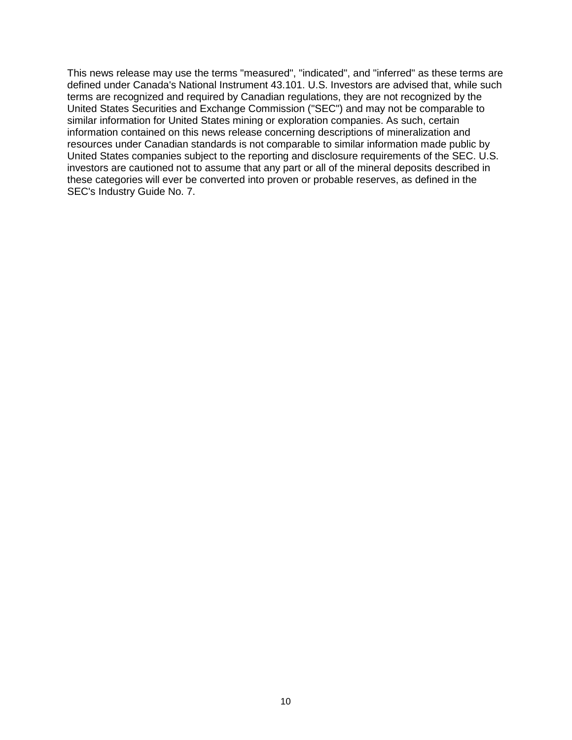This news release may use the terms "measured", "indicated", and "inferred" as these terms are defined under Canada's National Instrument 43.101. U.S. Investors are advised that, while such terms are recognized and required by Canadian regulations, they are not recognized by the United States Securities and Exchange Commission ("SEC") and may not be comparable to similar information for United States mining or exploration companies. As such, certain information contained on this news release concerning descriptions of mineralization and resources under Canadian standards is not comparable to similar information made public by United States companies subject to the reporting and disclosure requirements of the SEC. U.S. investors are cautioned not to assume that any part or all of the mineral deposits described in these categories will ever be converted into proven or probable reserves, as defined in the SEC's Industry Guide No. 7.